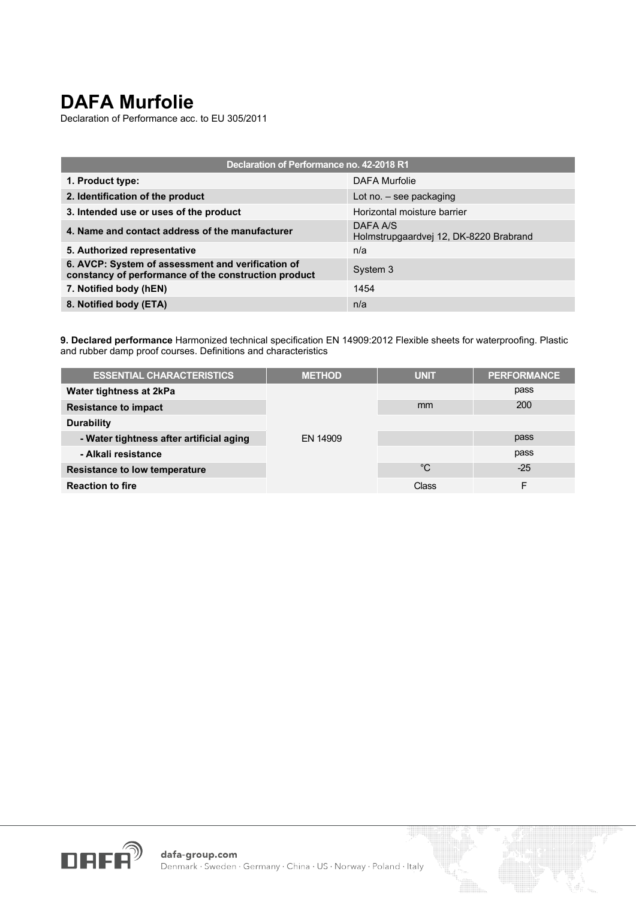# DAFA Murfolie

Declaration of Performance acc. to EU 305/2011

| Declaration of Performance no. 42-2018 R1 | |
|---|---|
| **1. Product type:** | DAFA Murfolie |
| **2. Identification of the product** | Lot no. – see packaging |
| **3. Intended use or uses of the product** | Horizontal moisture barrier |
| **4. Name and contact address of the manufacturer** | DAFA A/S<br>Holmstrupgaardvej 12, DK-8220 Brabrand |
| **5. Authorized representative** | n/a |
| **6. AVCP: System of assessment and verification of constancy of performance of the construction product** | System 3 |
| **7. Notified body (hEN)** | 1454 |
| **8. Notified body (ETA)** | n/a |

**9. Declared performance** Harmonized technical specification EN 14909:2012 Flexible sheets for waterproofing. Plastic and rubber damp proof courses. Definitions and characteristics

| ESSENTIAL CHARACTERISTICS | METHOD | UNIT | PERFORMANCE |
|---|---|---|---|
| **Water tightness at 2kPa** | EN 14909 | | pass |
| **Resistance to impact** | | mm | 200 |
| **Durability** | | | |
| **- Water tightness after artificial aging** | | | pass |
| **- Alkali resistance** | | | pass |
| **Resistance to low temperature** | | °C | -25 |
| **Reaction to fire** | | Class | F |

dafa-group.com

Denmark · Sweden · Germany · China · US · Norway · Poland · Italy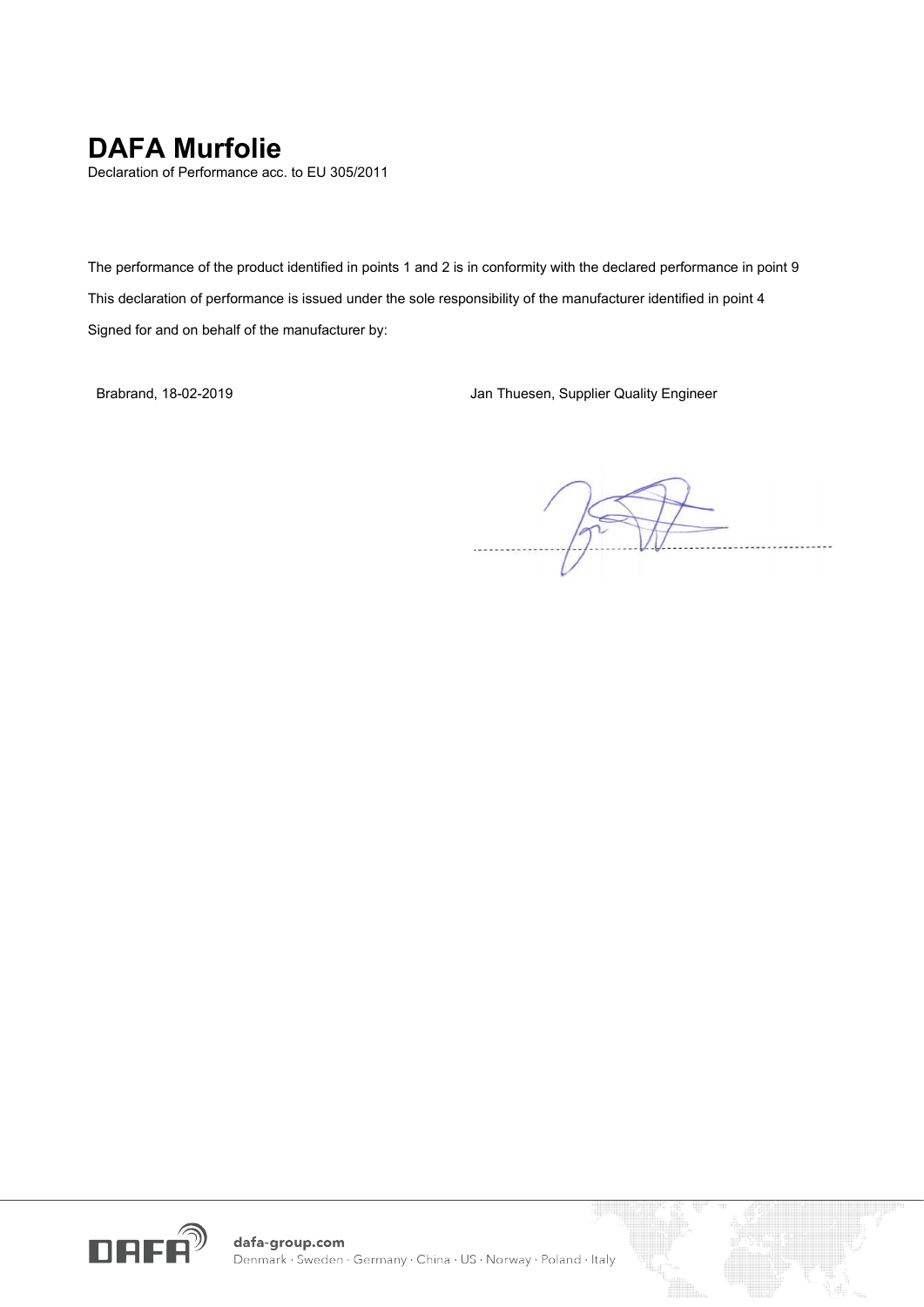# DAFA Murfolie

Declaration of Performance acc. to EU 305/2011

The performance of the product identified in points 1 and 2 is in conformity with the declared performance in point 9

This declaration of performance is issued under the sole responsibility of the manufacturer identified in point 4

Signed for and on behalf of the manufacturer by:

Brabrand, 18-02-2019

Jan Thuesen, Supplier Quality Engineer

dafa-group.com

Denmark · Sweden · Germany · China · US · Norway · Poland · Italy